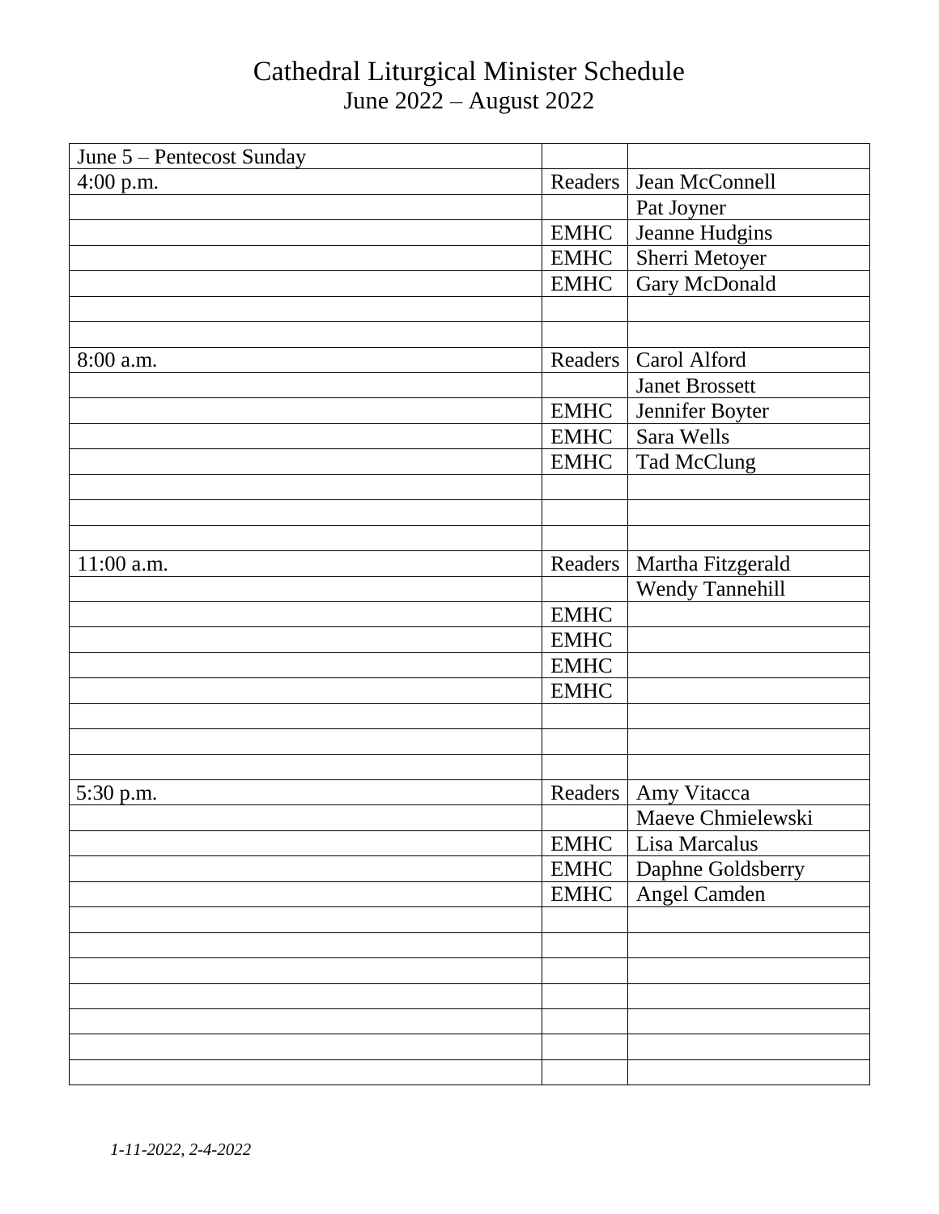# Cathedral Liturgical Minister Schedule

## June 2022 – August 2022

| June 5 – Pentecost Sunday | | |
|---|---|---|
| 4:00 p.m. | Readers | Jean McConnell |
| | | Pat Joyner |
| | EMHC | Jeanne Hudgins |
| | EMHC | Sherri Metoyer |
| | EMHC | Gary McDonald |
| | | |
| | | |
| 8:00 a.m. | Readers | Carol Alford |
| | | Janet Brossett |
| | EMHC | Jennifer Boyter |
| | EMHC | Sara Wells |
| | EMHC | Tad McClung |
| | | |
| | | |
| | | |
| 11:00 a.m. | Readers | Martha Fitzgerald |
| | | Wendy Tannehill |
| | EMHC | |
| | EMHC | |
| | EMHC | |
| | EMHC | |
| | | |
| | | |
| | | |
| 5:30 p.m. | Readers | Amy Vitacca |
| | | Maeve Chmielewski |
| | EMHC | Lisa Marcalus |
| | EMHC | Daphne Goldsberry |
| | EMHC | Angel Camden |
| | | |
| | | |
| | | |
| | | |
| | | |
| | | |
| | | |

*1-11-2022, 2-4-2022*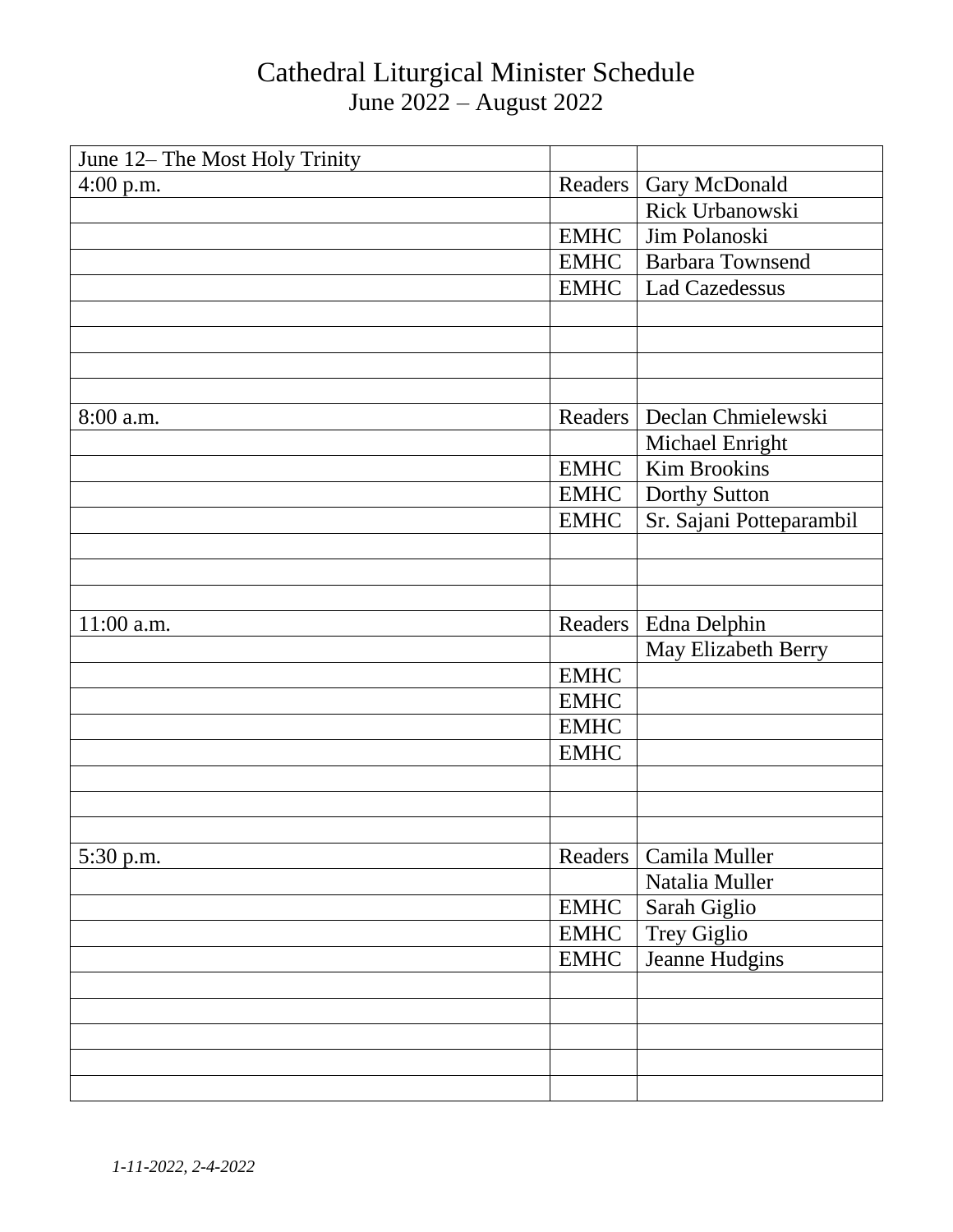# Cathedral Liturgical Minister Schedule

June 2022 – August 2022

| June 12– The Most Holy Trinity | | |
|---|---|---|
| 4:00 p.m. | Readers | Gary McDonald |
| | | Rick Urbanowski |
| | EMHC | Jim Polanoski |
| | EMHC | Barbara Townsend |
| | EMHC | Lad Cazedessus |
| | | |
| | | |
| | | |
| | | |
| 8:00 a.m. | Readers | Declan Chmielewski |
| | | Michael Enright |
| | EMHC | Kim Brookins |
| | EMHC | Dorthy Sutton |
| | EMHC | Sr. Sajani Potteparambil |
| | | |
| | | |
| | | |
| 11:00 a.m. | Readers | Edna Delphin |
| | | May Elizabeth Berry |
| | EMHC | |
| | EMHC | |
| | EMHC | |
| | EMHC | |
| | | |
| | | |
| | | |
| 5:30 p.m. | Readers | Camila Muller |
| | | Natalia Muller |
| | EMHC | Sarah Giglio |
| | EMHC | Trey Giglio |
| | EMHC | Jeanne Hudgins |
| | | |
| | | |
| | | |
| | | |
| | | |

*1-11-2022, 2-4-2022*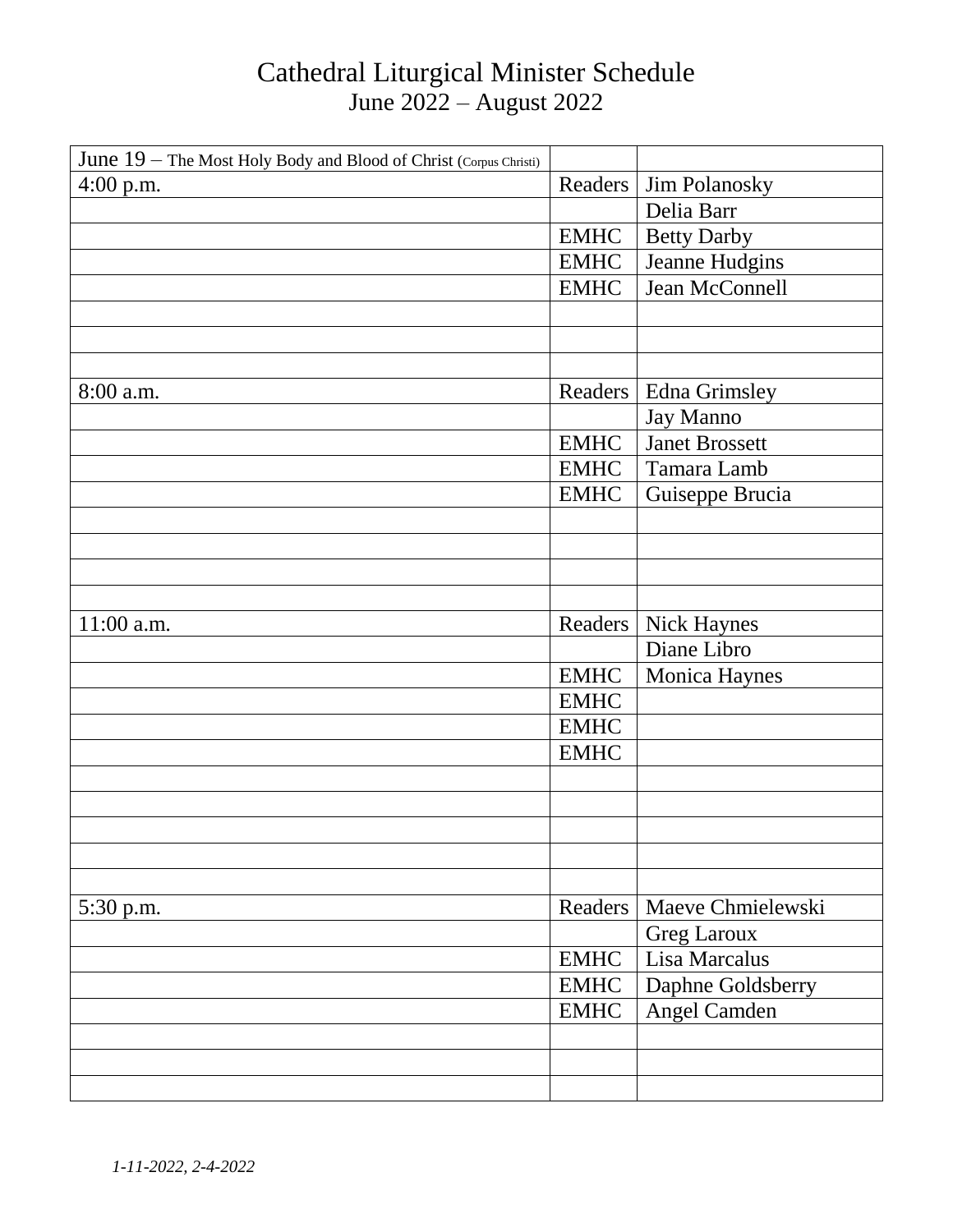# Cathedral Liturgical Minister Schedule
June 2022 – August 2022

| June 19 – The Most Holy Body and Blood of Christ (Corpus Christi) | | |
|---|---|---|
| 4:00 p.m. | Readers | Jim Polanosky |
| | | Delia Barr |
| | EMHC | Betty Darby |
| | EMHC | Jeanne Hudgins |
| | EMHC | Jean McConnell |
| | | |
| | | |
| | | |
| 8:00 a.m. | Readers | Edna Grimsley |
| | | Jay Manno |
| | EMHC | Janet Brossett |
| | EMHC | Tamara Lamb |
| | EMHC | Guiseppe Brucia |
| | | |
| | | |
| | | |
| | | |
| 11:00 a.m. | Readers | Nick Haynes |
| | | Diane Libro |
| | EMHC | Monica Haynes |
| | EMHC | |
| | EMHC | |
| | EMHC | |
| | | |
| | | |
| | | |
| | | |
| | | |
| 5:30 p.m. | Readers | Maeve Chmielewski |
| | | Greg Laroux |
| | EMHC | Lisa Marcalus |
| | EMHC | Daphne Goldsberry |
| | EMHC | Angel Camden |
| | | |
| | | |
| | | |

*1-11-2022, 2-4-2022*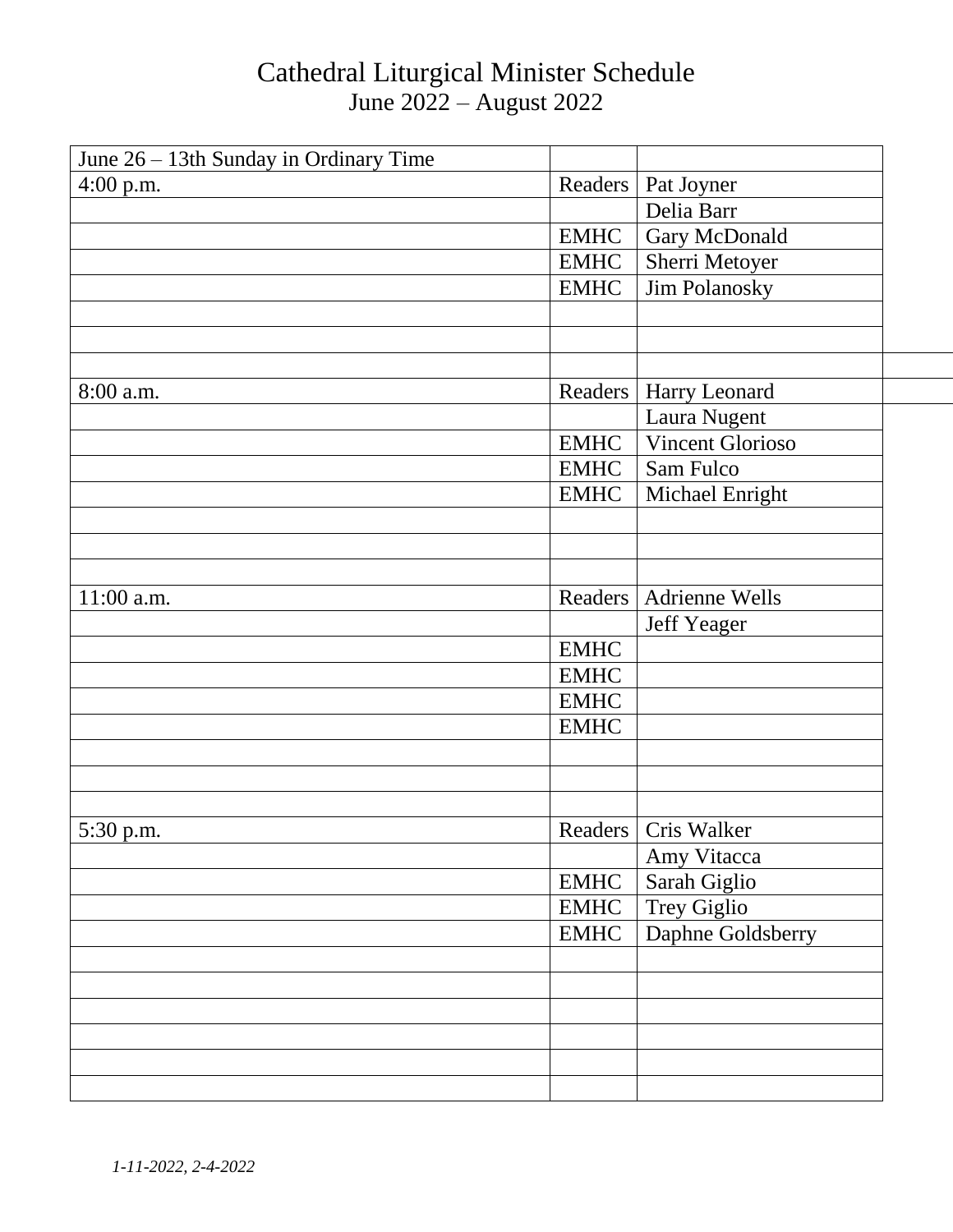# Cathedral Liturgical Minister Schedule

June 2022 – August 2022

| June 26 – 13th Sunday in Ordinary Time | | |
|---|---|---|
| 4:00 p.m. | Readers | Pat Joyner |
| | | Delia Barr |
| | EMHC | Gary McDonald |
| | EMHC | Sherri Metoyer |
| | EMHC | Jim Polanosky |
| | | |
| | | |
| | | |
| 8:00 a.m. | Readers | Harry Leonard |
| | | Laura Nugent |
| | EMHC | Vincent Glorioso |
| | EMHC | Sam Fulco |
| | EMHC | Michael Enright |
| | | |
| | | |
| | | |
| 11:00 a.m. | Readers | Adrienne Wells |
| | | Jeff Yeager |
| | EMHC | |
| | EMHC | |
| | EMHC | |
| | EMHC | |
| | | |
| | | |
| | | |
| 5:30 p.m. | Readers | Cris Walker |
| | | Amy Vitacca |
| | EMHC | Sarah Giglio |
| | EMHC | Trey Giglio |
| | EMHC | Daphne Goldsberry |
| | | |
| | | |
| | | |
| | | |
| | | |
| | | |

*1-11-2022, 2-4-2022*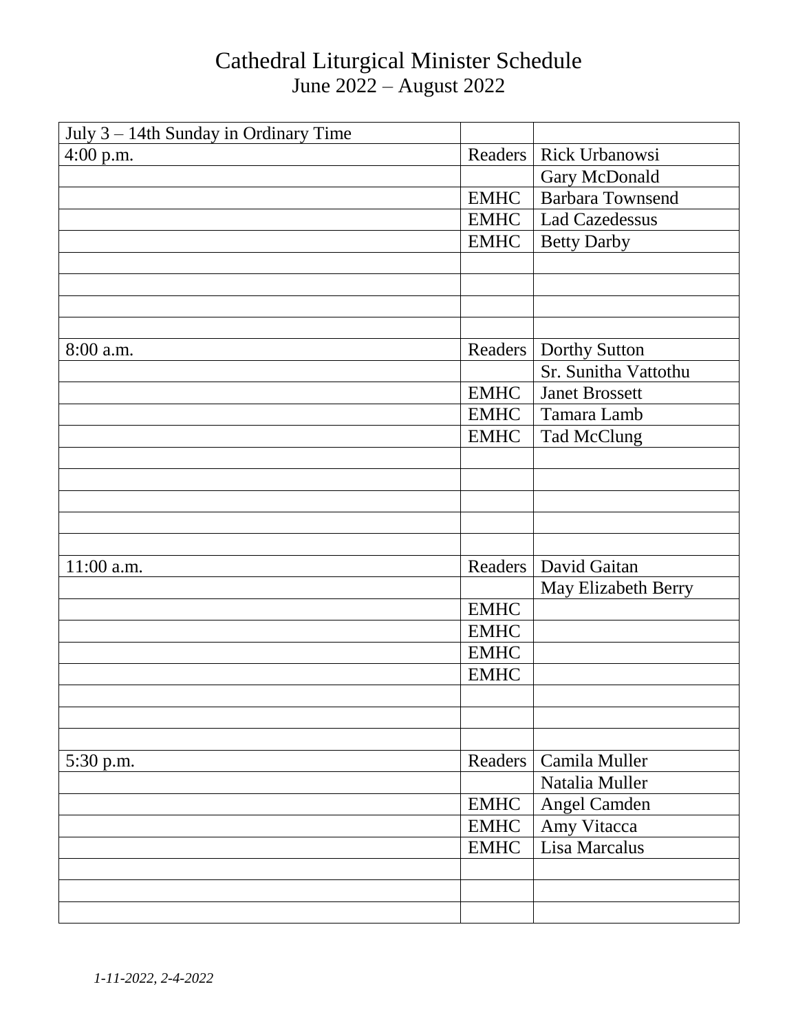# Cathedral Liturgical Minister Schedule

June 2022 – August 2022

| July 3 – 14th Sunday in Ordinary Time | | |
|---|---|---|
| 4:00 p.m. | Readers | Rick Urbanowsi |
| | | Gary McDonald |
| | EMHC | Barbara Townsend |
| | EMHC | Lad Cazedessus |
| | EMHC | Betty Darby |
| | | |
| | | |
| | | |
| | | |
| 8:00 a.m. | Readers | Dorthy Sutton |
| | | Sr. Sunitha Vattothu |
| | EMHC | Janet Brossett |
| | EMHC | Tamara Lamb |
| | EMHC | Tad McClung |
| | | |
| | | |
| | | |
| | | |
| | | |
| 11:00 a.m. | Readers | David Gaitan |
| | | May Elizabeth Berry |
| | EMHC | |
| | EMHC | |
| | EMHC | |
| | EMHC | |
| | | |
| | | |
| | | |
| 5:30 p.m. | Readers | Camila Muller |
| | | Natalia Muller |
| | EMHC | Angel Camden |
| | EMHC | Amy Vitacca |
| | EMHC | Lisa Marcalus |
| | | |
| | | |
| | | |

*1-11-2022, 2-4-2022*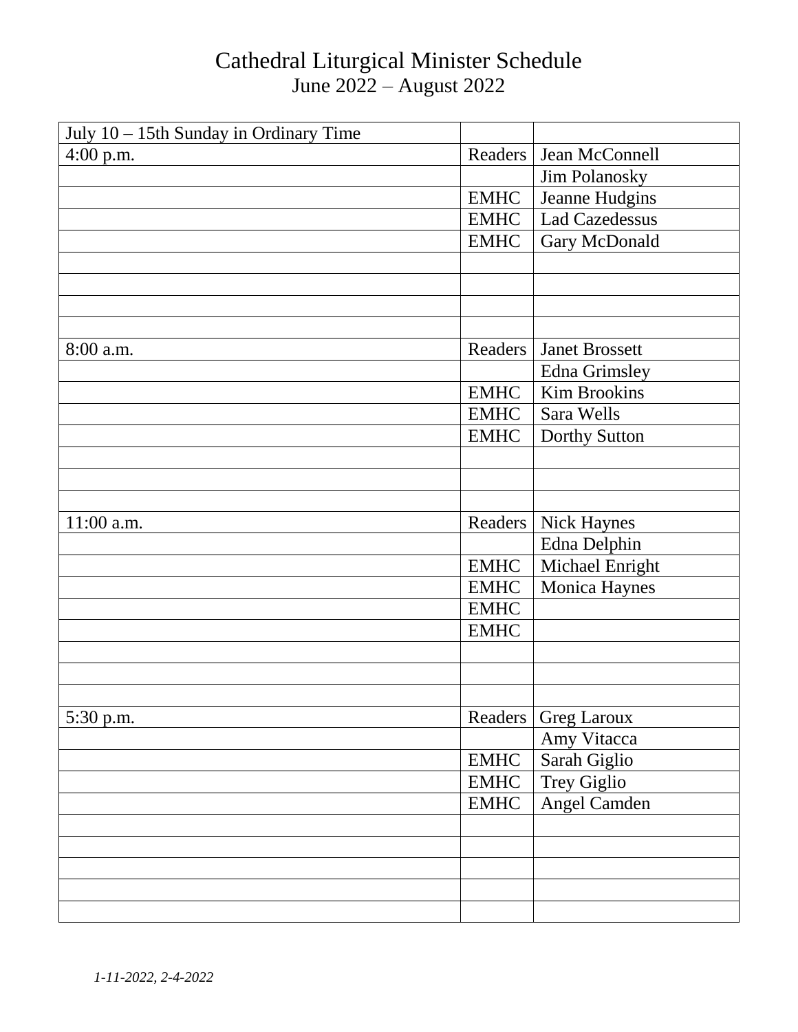# Cathedral Liturgical Minister Schedule
June 2022 – August 2022

| July 10 – 15th Sunday in Ordinary Time | | |
|---|---|---|
| 4:00 p.m. | Readers | Jean McConnell |
| | | Jim Polanosky |
| | EMHC | Jeanne Hudgins |
| | EMHC | Lad Cazedessus |
| | EMHC | Gary McDonald |
| | | |
| | | |
| | | |
| | | |
| 8:00 a.m. | Readers | Janet Brossett |
| | | Edna Grimsley |
| | EMHC | Kim Brookins |
| | EMHC | Sara Wells |
| | EMHC | Dorthy Sutton |
| | | |
| | | |
| | | |
| 11:00 a.m. | Readers | Nick Haynes |
| | | Edna Delphin |
| | EMHC | Michael Enright |
| | EMHC | Monica Haynes |
| | EMHC | |
| | EMHC | |
| | | |
| | | |
| | | |
| 5:30 p.m. | Readers | Greg Laroux |
| | | Amy Vitacca |
| | EMHC | Sarah Giglio |
| | EMHC | Trey Giglio |
| | EMHC | Angel Camden |
| | | |
| | | |
| | | |
| | | |
| | | |

*1-11-2022, 2-4-2022*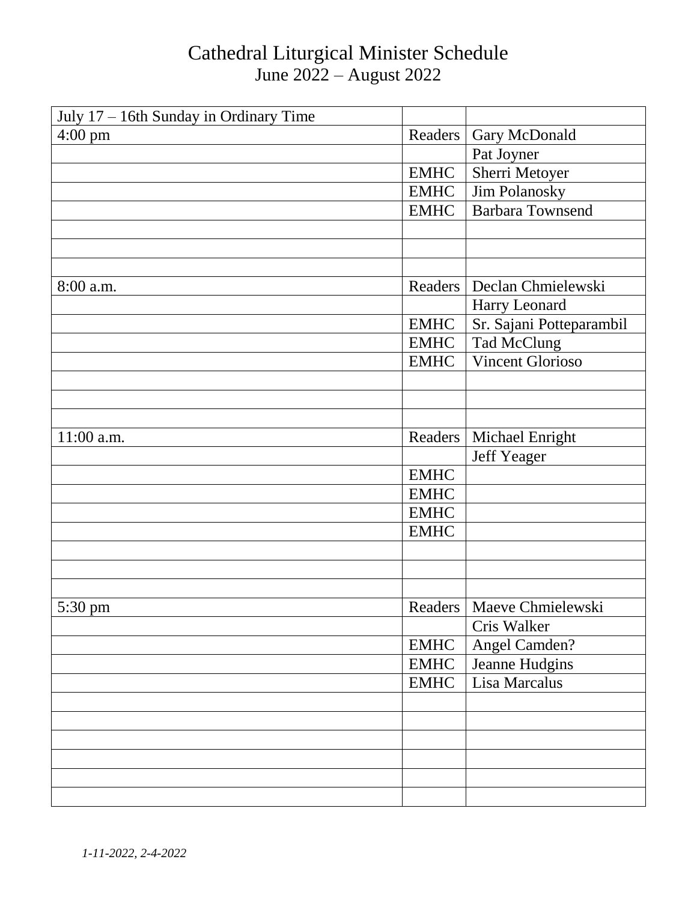# Cathedral Liturgical Minister Schedule

June 2022 – August 2022

| July 17 – 16th Sunday in Ordinary Time | | |
|---|---|---|
| 4:00 pm | Readers | Gary McDonald |
| | | Pat Joyner |
| | EMHC | Sherri Metoyer |
| | EMHC | Jim Polanosky |
| | EMHC | Barbara Townsend |
| | | |
| | | |
| | | |
| 8:00 a.m. | Readers | Declan Chmielewski |
| | | Harry Leonard |
| | EMHC | Sr. Sajani Potteparambil |
| | EMHC | Tad McClung |
| | EMHC | Vincent Glorioso |
| | | |
| | | |
| | | |
| 11:00 a.m. | Readers | Michael Enright |
| | | Jeff Yeager |
| | EMHC | |
| | EMHC | |
| | EMHC | |
| | EMHC | |
| | | |
| | | |
| | | |
| 5:30 pm | Readers | Maeve Chmielewski |
| | | Cris Walker |
| | EMHC | Angel Camden? |
| | EMHC | Jeanne Hudgins |
| | EMHC | Lisa Marcalus |
| | | |
| | | |
| | | |
| | | |
| | | |
| | | |

*1-11-2022, 2-4-2022*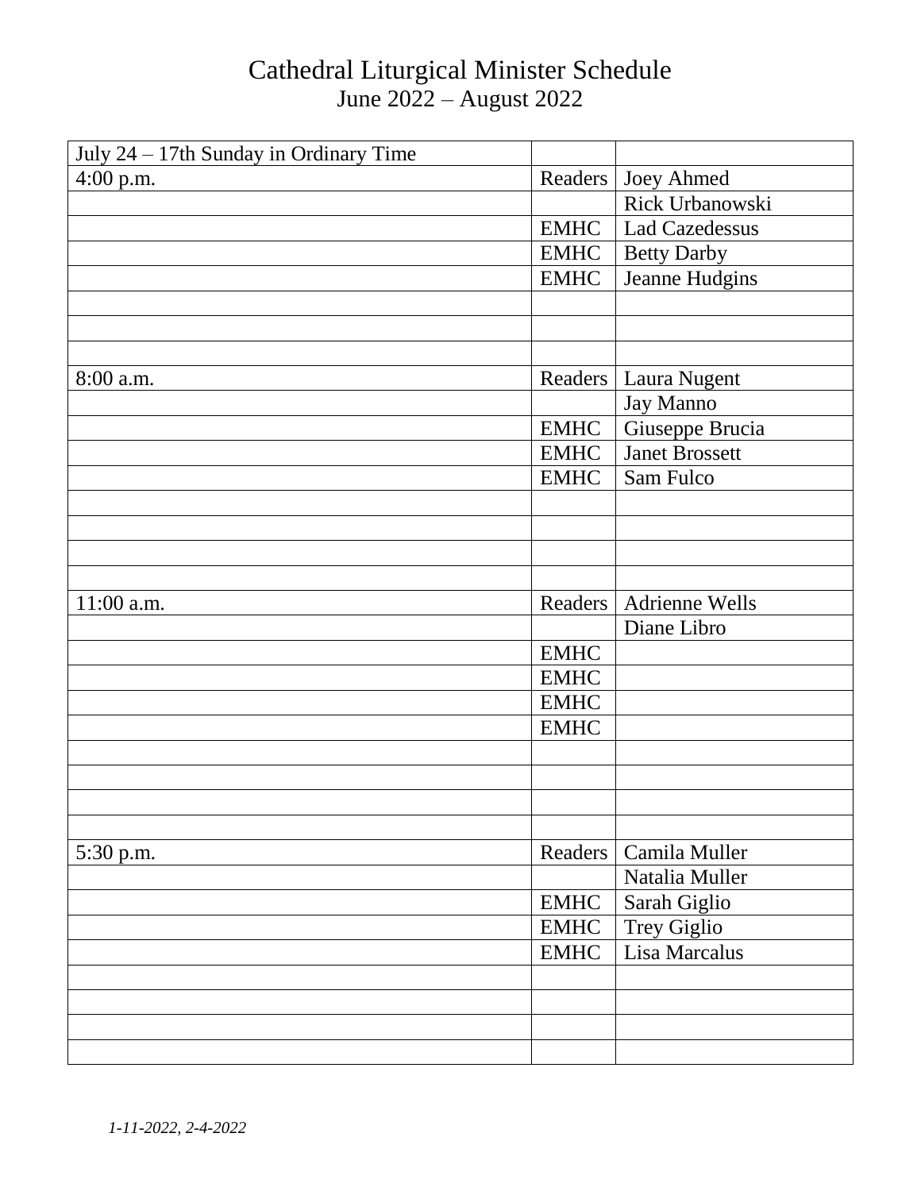# Cathedral Liturgical Minister Schedule

June 2022 – August 2022

| July 24 – 17th Sunday in Ordinary Time | | |
|---|---|---|
| 4:00 p.m. | Readers | Joey Ahmed |
| | | Rick Urbanowski |
| | EMHC | Lad Cazedessus |
| | EMHC | Betty Darby |
| | EMHC | Jeanne Hudgins |
| | | |
| | | |
| | | |
| 8:00 a.m. | Readers | Laura Nugent |
| | | Jay Manno |
| | EMHC | Giuseppe Brucia |
| | EMHC | Janet Brossett |
| | EMHC | Sam Fulco |
| | | |
| | | |
| | | |
| | | |
| 11:00 a.m. | Readers | Adrienne Wells |
| | | Diane Libro |
| | EMHC | |
| | EMHC | |
| | EMHC | |
| | EMHC | |
| | | |
| | | |
| | | |
| | | |
| 5:30 p.m. | Readers | Camila Muller |
| | | Natalia Muller |
| | EMHC | Sarah Giglio |
| | EMHC | Trey Giglio |
| | EMHC | Lisa Marcalus |
| | | |
| | | |
| | | |
| | | |

*1-11-2022, 2-4-2022*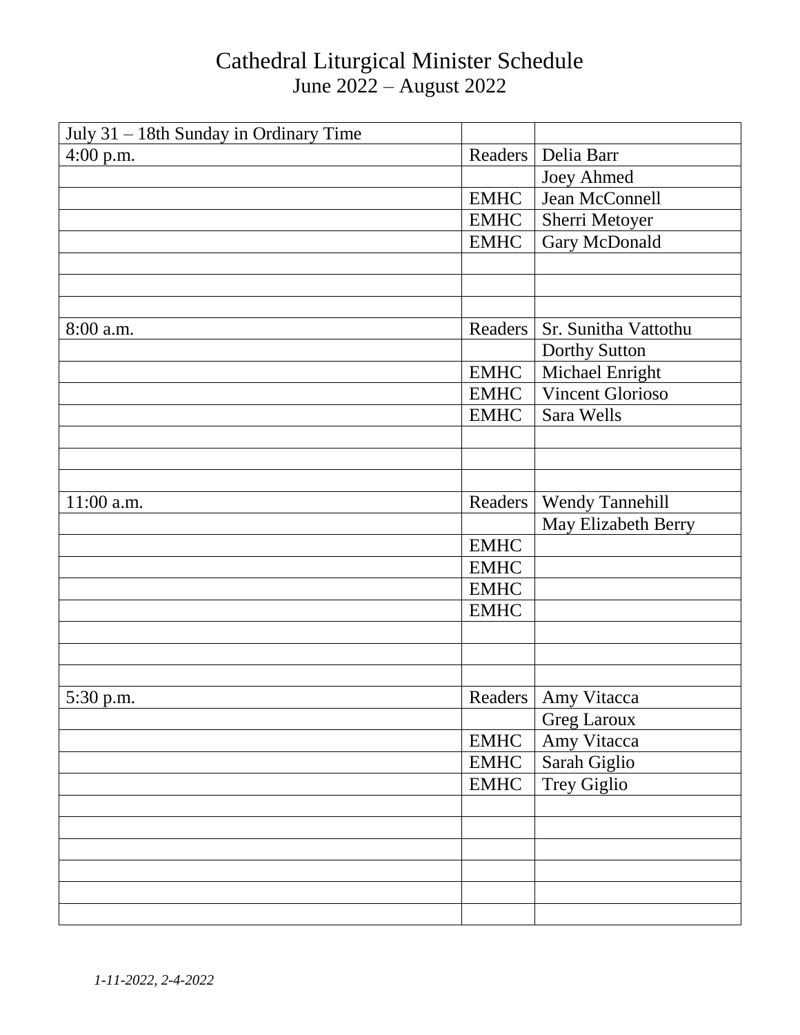# Cathedral Liturgical Minister Schedule

June 2022 – August 2022

| July 31 – 18th Sunday in Ordinary Time | | |
|---|---|---|
| 4:00 p.m. | Readers | Delia Barr |
| | | Joey Ahmed |
| | EMHC | Jean McConnell |
| | EMHC | Sherri Metoyer |
| | EMHC | Gary McDonald |
| | | |
| | | |
| | | |
| 8:00 a.m. | Readers | Sr. Sunitha Vattothu |
| | | Dorthy Sutton |
| | EMHC | Michael Enright |
| | EMHC | Vincent Glorioso |
| | EMHC | Sara Wells |
| | | |
| | | |
| | | |
| 11:00 a.m. | Readers | Wendy Tannehill |
| | | May Elizabeth Berry |
| | EMHC | |
| | EMHC | |
| | EMHC | |
| | EMHC | |
| | | |
| | | |
| | | |
| 5:30 p.m. | Readers | Amy Vitacca |
| | | Greg Laroux |
| | EMHC | Amy Vitacca |
| | EMHC | Sarah Giglio |
| | EMHC | Trey Giglio |
| | | |
| | | |
| | | |
| | | |
| | | |
| | | |

*1-11-2022, 2-4-2022*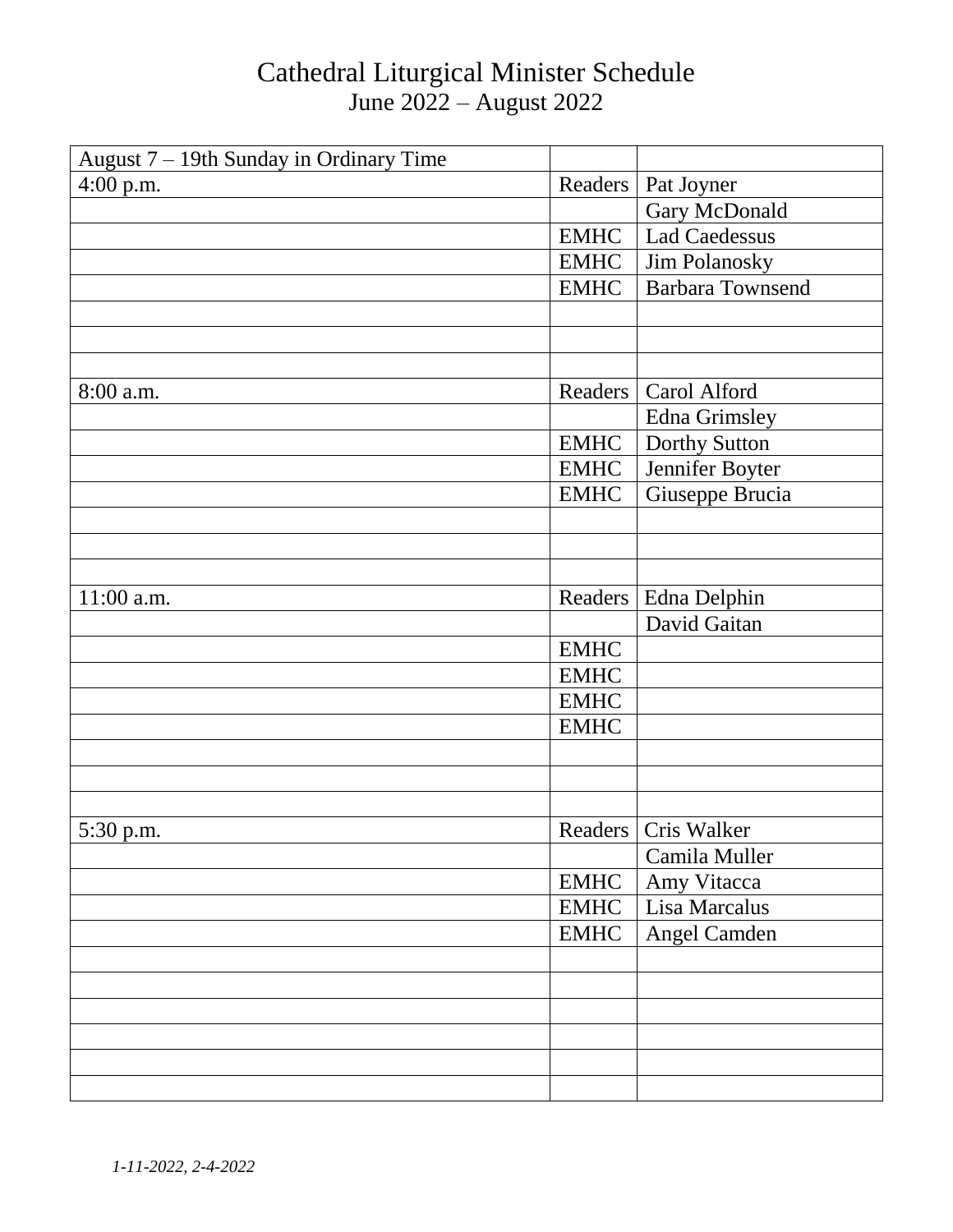# Cathedral Liturgical Minister Schedule

June 2022 – August 2022

| August 7 – 19th Sunday in Ordinary Time | | |
|---|---|---|
| 4:00 p.m. | Readers | Pat Joyner |
| | | Gary McDonald |
| | EMHC | Lad Caedessus |
| | EMHC | Jim Polanosky |
| | EMHC | Barbara Townsend |
| | | |
| | | |
| | | |
| 8:00 a.m. | Readers | Carol Alford |
| | | Edna Grimsley |
| | EMHC | Dorthy Sutton |
| | EMHC | Jennifer Boyter |
| | EMHC | Giuseppe Brucia |
| | | |
| | | |
| | | |
| 11:00 a.m. | Readers | Edna Delphin |
| | | David Gaitan |
| | EMHC | |
| | EMHC | |
| | EMHC | |
| | EMHC | |
| | | |
| | | |
| | | |
| 5:30 p.m. | Readers | Cris Walker |
| | | Camila Muller |
| | EMHC | Amy Vitacca |
| | EMHC | Lisa Marcalus |
| | EMHC | Angel Camden |
| | | |
| | | |
| | | |
| | | |
| | | |
| | | |

*1-11-2022, 2-4-2022*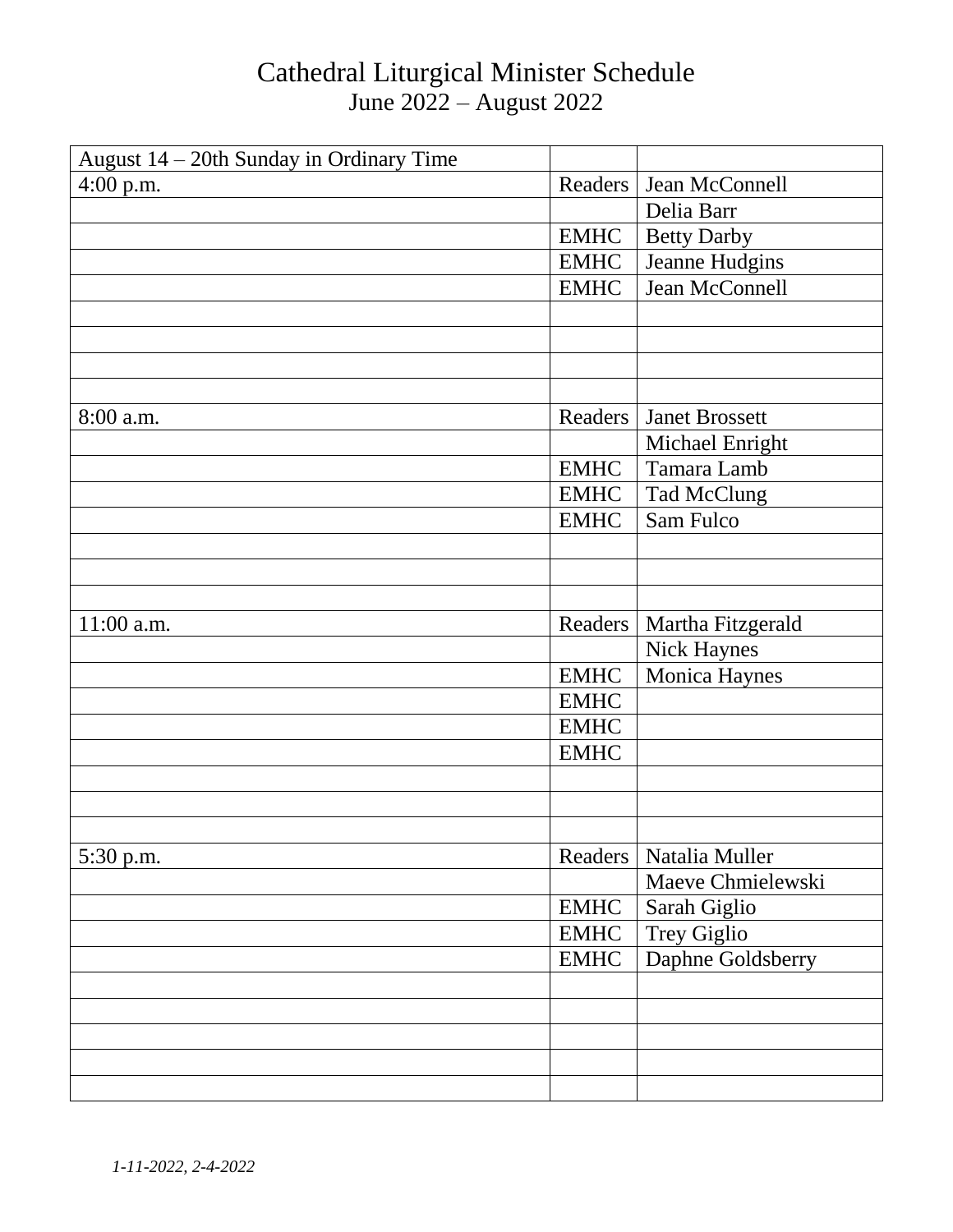# Cathedral Liturgical Minister Schedule

June 2022 – August 2022

| August 14 – 20th Sunday in Ordinary Time | | |
|---|---|---|
| 4:00 p.m. | Readers | Jean McConnell |
| | | Delia Barr |
| | EMHC | Betty Darby |
| | EMHC | Jeanne Hudgins |
| | EMHC | Jean McConnell |
| | | |
| | | |
| | | |
| | | |
| 8:00 a.m. | Readers | Janet Brossett |
| | | Michael Enright |
| | EMHC | Tamara Lamb |
| | EMHC | Tad McClung |
| | EMHC | Sam Fulco |
| | | |
| | | |
| | | |
| 11:00 a.m. | Readers | Martha Fitzgerald |
| | | Nick Haynes |
| | EMHC | Monica Haynes |
| | EMHC | |
| | EMHC | |
| | EMHC | |
| | | |
| | | |
| | | |
| 5:30 p.m. | Readers | Natalia Muller |
| | | Maeve Chmielewski |
| | EMHC | Sarah Giglio |
| | EMHC | Trey Giglio |
| | EMHC | Daphne Goldsberry |
| | | |
| | | |
| | | |
| | | |
| | | |

*1-11-2022, 2-4-2022*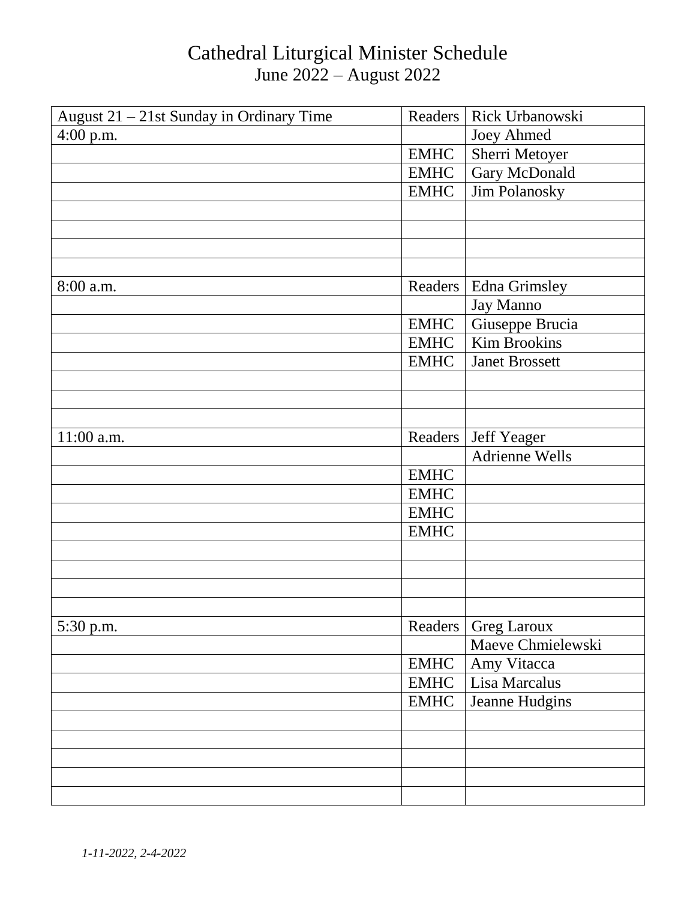# Cathedral Liturgical Minister Schedule

June 2022 – August 2022

| August 21 – 21st Sunday in Ordinary Time | Readers | Rick Urbanowski |
|---|---|---|
| 4:00 p.m. | | Joey Ahmed |
| | EMHC | Sherri Metoyer |
| | EMHC | Gary McDonald |
| | EMHC | Jim Polanosky |
| | | |
| | | |
| | | |
| | | |
| 8:00 a.m. | Readers | Edna Grimsley |
| | | Jay Manno |
| | EMHC | Giuseppe Brucia |
| | EMHC | Kim Brookins |
| | EMHC | Janet Brossett |
| | | |
| | | |
| | | |
| 11:00 a.m. | Readers | Jeff Yeager |
| | | Adrienne Wells |
| | EMHC | |
| | EMHC | |
| | EMHC | |
| | EMHC | |
| | | |
| | | |
| | | |
| | | |
| 5:30 p.m. | Readers | Greg Laroux |
| | | Maeve Chmielewski |
| | EMHC | Amy Vitacca |
| | EMHC | Lisa Marcalus |
| | EMHC | Jeanne Hudgins |
| | | |
| | | |
| | | |
| | | |
| | | |

*1-11-2022, 2-4-2022*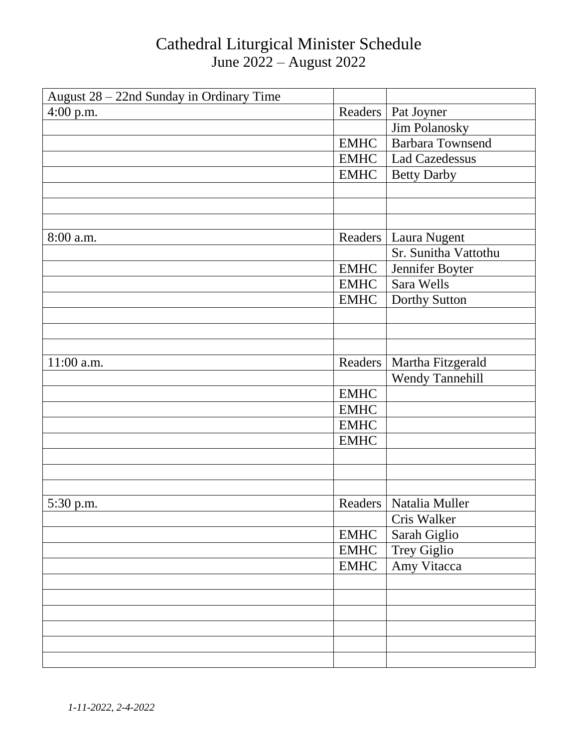# Cathedral Liturgical Minister Schedule

June 2022 – August 2022

| | | |
|---|---|---|
| August 28 – 22nd Sunday in Ordinary Time | | |
| 4:00 p.m. | Readers | Pat Joyner |
| | | Jim Polanosky |
| | EMHC | Barbara Townsend |
| | EMHC | Lad Cazedessus |
| | EMHC | Betty Darby |
| | | |
| | | |
| | | |
| 8:00 a.m. | Readers | Laura Nugent |
| | | Sr. Sunitha Vattothu |
| | EMHC | Jennifer Boyter |
| | EMHC | Sara Wells |
| | EMHC | Dorthy Sutton |
| | | |
| | | |
| | | |
| 11:00 a.m. | Readers | Martha Fitzgerald |
| | | Wendy Tannehill |
| | EMHC | |
| | EMHC | |
| | EMHC | |
| | EMHC | |
| | | |
| | | |
| | | |
| 5:30 p.m. | Readers | Natalia Muller |
| | | Cris Walker |
| | EMHC | Sarah Giglio |
| | EMHC | Trey Giglio |
| | EMHC | Amy Vitacca |
| | | |
| | | |
| | | |
| | | |
| | | |
| | | |

*1-11-2022, 2-4-2022*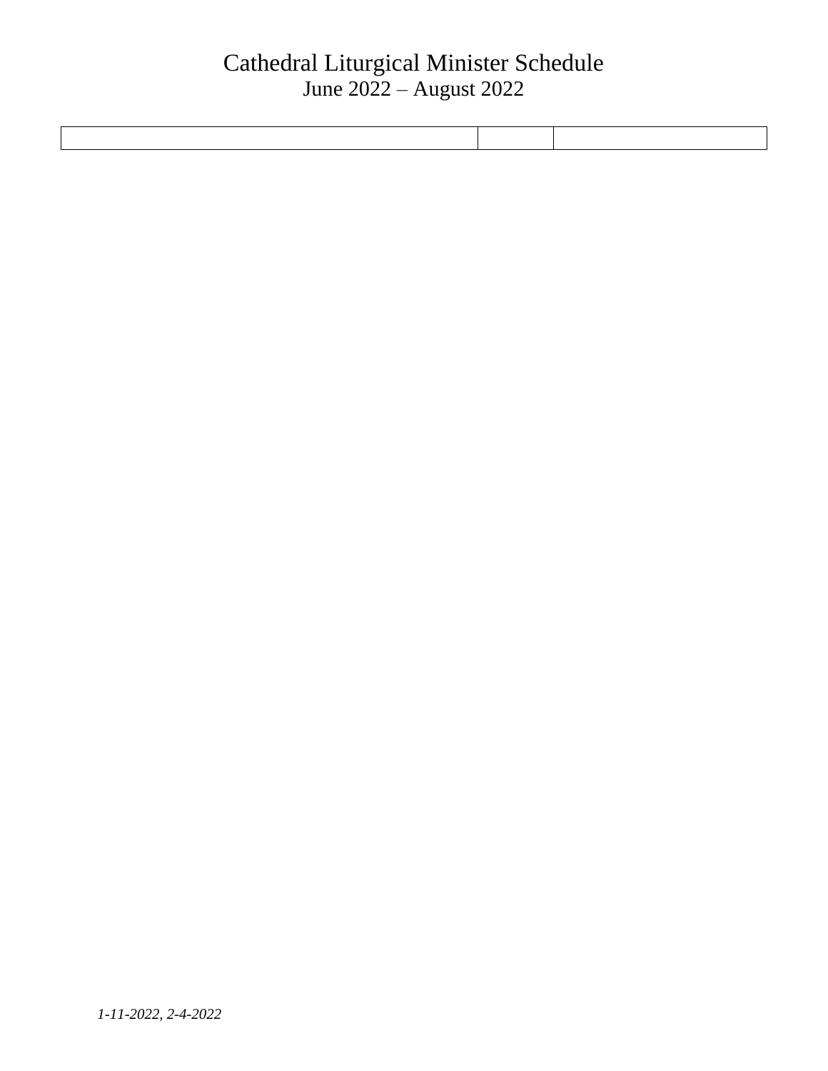# Cathedral Liturgical Minister Schedule

June 2022 – August 2022

| | | |
|---|---|---|

*1-11-2022, 2-4-2022*